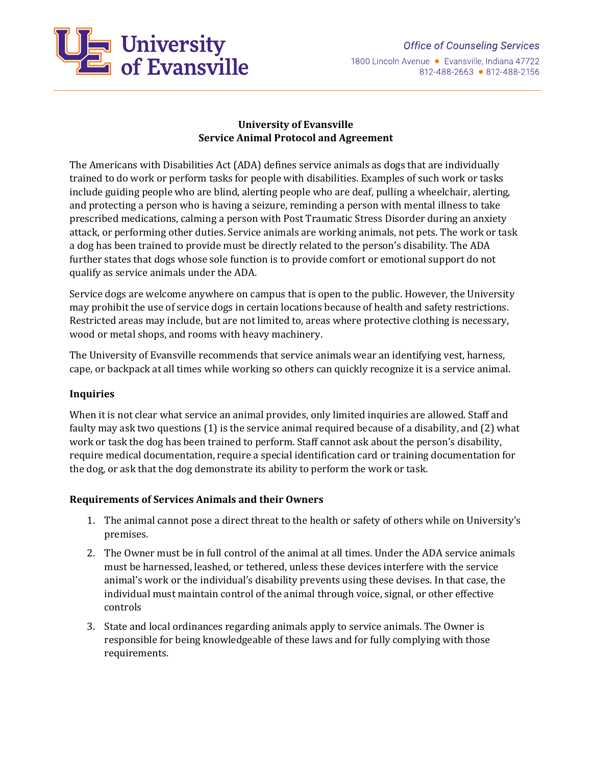University of Evansville

*Office of Counseling Services*
1800 Lincoln Avenue ● Evansville, Indiana 47722
812-488-2663 ● 812-488-2156

# University of Evansville
# Service Animal Protocol and Agreement

The Americans with Disabilities Act (ADA) defines service animals as dogs that are individually trained to do work or perform tasks for people with disabilities. Examples of such work or tasks include guiding people who are blind, alerting people who are deaf, pulling a wheelchair, alerting, and protecting a person who is having a seizure, reminding a person with mental illness to take prescribed medications, calming a person with Post Traumatic Stress Disorder during an anxiety attack, or performing other duties. Service animals are working animals, not pets. The work or task a dog has been trained to provide must be directly related to the person's disability. The ADA further states that dogs whose sole function is to provide comfort or emotional support do not qualify as service animals under the ADA.

Service dogs are welcome anywhere on campus that is open to the public. However, the University may prohibit the use of service dogs in certain locations because of health and safety restrictions. Restricted areas may include, but are not limited to, areas where protective clothing is necessary, wood or metal shops, and rooms with heavy machinery.

The University of Evansville recommends that service animals wear an identifying vest, harness, cape, or backpack at all times while working so others can quickly recognize it is a service animal.

## Inquiries

When it is not clear what service an animal provides, only limited inquiries are allowed. Staff and faulty may ask two questions (1) is the service animal required because of a disability, and (2) what work or task the dog has been trained to perform. Staff cannot ask about the person's disability, require medical documentation, require a special identification card or training documentation for the dog, or ask that the dog demonstrate its ability to perform the work or task.

## Requirements of Services Animals and their Owners

1. The animal cannot pose a direct threat to the health or safety of others while on University's premises.
2. The Owner must be in full control of the animal at all times. Under the ADA service animals must be harnessed, leashed, or tethered, unless these devices interfere with the service animal's work or the individual's disability prevents using these devises. In that case, the individual must maintain control of the animal through voice, signal, or other effective controls
3. State and local ordinances regarding animals apply to service animals. The Owner is responsible for being knowledgeable of these laws and for fully complying with those requirements.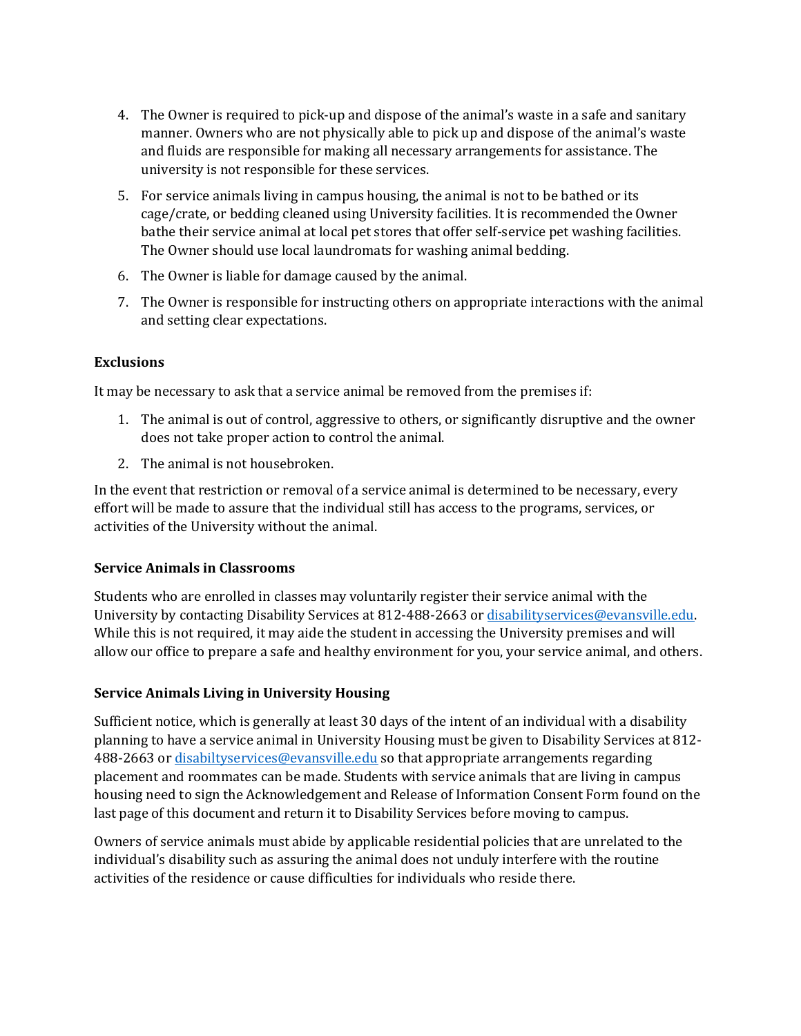4. The Owner is required to pick-up and dispose of the animal's waste in a safe and sanitary manner. Owners who are not physically able to pick up and dispose of the animal's waste and fluids are responsible for making all necessary arrangements for assistance. The university is not responsible for these services.
5. For service animals living in campus housing, the animal is not to be bathed or its cage/crate, or bedding cleaned using University facilities. It is recommended the Owner bathe their service animal at local pet stores that offer self-service pet washing facilities. The Owner should use local laundromats for washing animal bedding.
6. The Owner is liable for damage caused by the animal.
7. The Owner is responsible for instructing others on appropriate interactions with the animal and setting clear expectations.

**Exclusions**

It may be necessary to ask that a service animal be removed from the premises if:

1. The animal is out of control, aggressive to others, or significantly disruptive and the owner does not take proper action to control the animal.
2. The animal is not housebroken.

In the event that restriction or removal of a service animal is determined to be necessary, every effort will be made to assure that the individual still has access to the programs, services, or activities of the University without the animal.

**Service Animals in Classrooms**

Students who are enrolled in classes may voluntarily register their service animal with the University by contacting Disability Services at 812-488-2663 or [disabilityservices@evansville.edu](mailto:disabilityservices@evansville.edu). While this is not required, it may aide the student in accessing the University premises and will allow our office to prepare a safe and healthy environment for you, your service animal, and others.

**Service Animals Living in University Housing**

Sufficient notice, which is generally at least 30 days of the intent of an individual with a disability planning to have a service animal in University Housing must be given to Disability Services at 812-488-2663 or [disabiltyservices@evansville.edu](mailto:disabiltyservices@evansville.edu) so that appropriate arrangements regarding placement and roommates can be made. Students with service animals that are living in campus housing need to sign the Acknowledgement and Release of Information Consent Form found on the last page of this document and return it to Disability Services before moving to campus.

Owners of service animals must abide by applicable residential policies that are unrelated to the individual's disability such as assuring the animal does not unduly interfere with the routine activities of the residence or cause difficulties for individuals who reside there.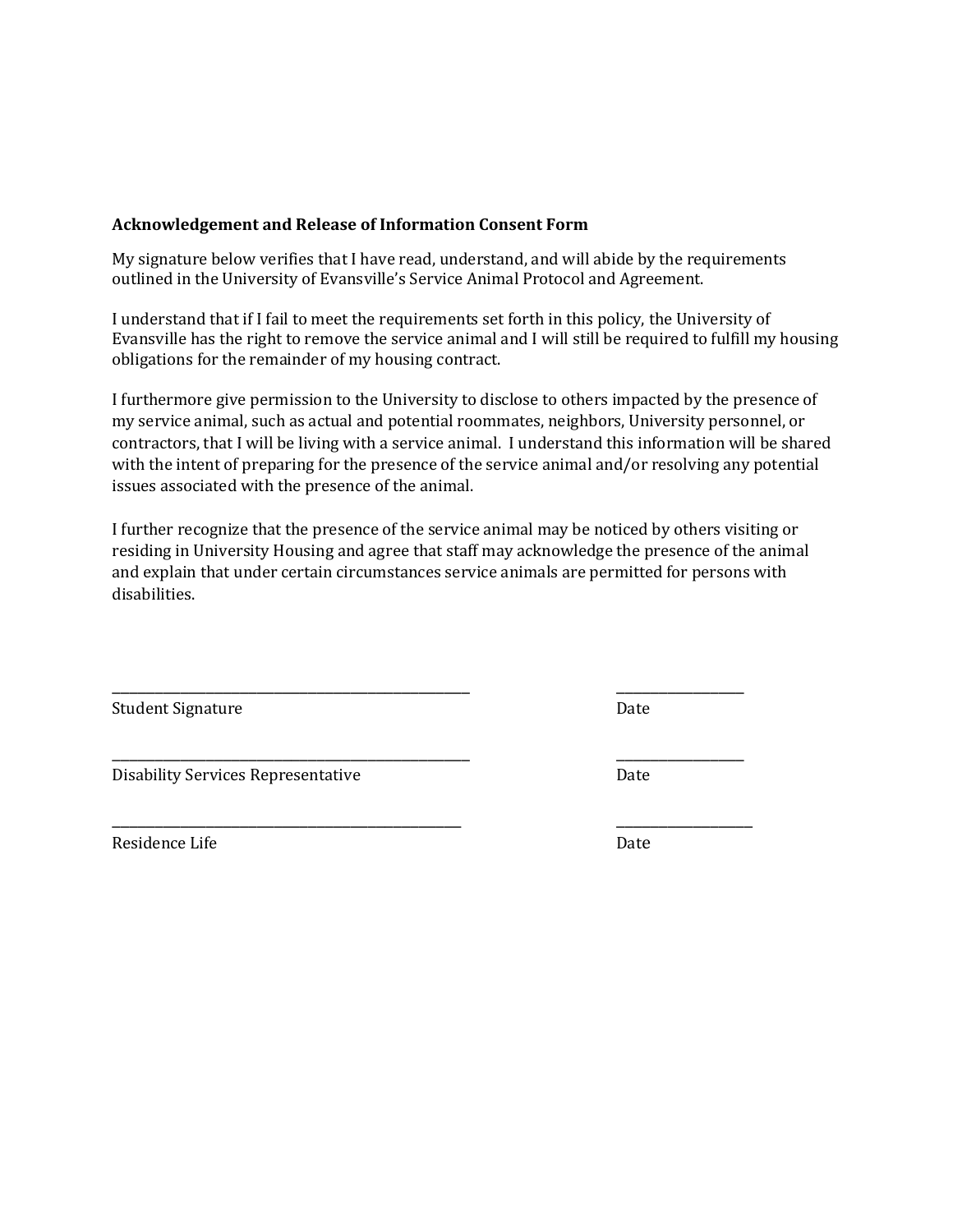**Acknowledgement and Release of Information Consent Form**

My signature below verifies that I have read, understand, and will abide by the requirements outlined in the University of Evansville's Service Animal Protocol and Agreement.

I understand that if I fail to meet the requirements set forth in this policy, the University of Evansville has the right to remove the service animal and I will still be required to fulfill my housing obligations for the remainder of my housing contract.

I furthermore give permission to the University to disclose to others impacted by the presence of my service animal, such as actual and potential roommates, neighbors, University personnel, or contractors, that I will be living with a service animal. I understand this information will be shared with the intent of preparing for the presence of the service animal and/or resolving any potential issues associated with the presence of the animal.

I further recognize that the presence of the service animal may be noticed by others visiting or residing in University Housing and agree that staff may acknowledge the presence of the animal and explain that under certain circumstances service animals are permitted for persons with disabilities.

\_\_\_\_\_\_\_\_\_\_\_\_\_\_\_\_\_\_\_\_\_\_\_\_\_\_\_\_\_\_\_\_\_\_\_\_\_\_\_\_\_\_\_\_\_\_\_\_\_\_\_\_ \_\_\_\_\_\_\_\_\_\_\_\_\_\_\_\_\_\_\_\_
Student Signature Date

\_\_\_\_\_\_\_\_\_\_\_\_\_\_\_\_\_\_\_\_\_\_\_\_\_\_\_\_\_\_\_\_\_\_\_\_\_\_\_\_\_\_\_\_\_\_\_\_\_\_\_\_ \_\_\_\_\_\_\_\_\_\_\_\_\_\_\_\_\_\_\_\_
Disability Services Representative Date

\_\_\_\_\_\_\_\_\_\_\_\_\_\_\_\_\_\_\_\_\_\_\_\_\_\_\_\_\_\_\_\_\_\_\_\_\_\_\_\_\_\_\_\_\_\_\_\_\_\_\_\_ \_\_\_\_\_\_\_\_\_\_\_\_\_\_\_\_\_\_\_\_
Residence Life Date